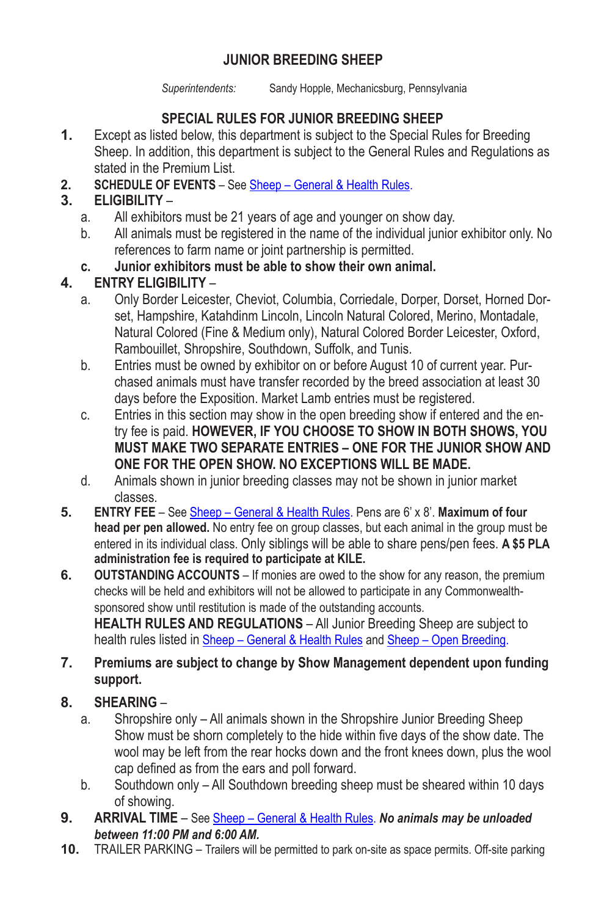# JUNIOR BREEDING SHEEP

*Superintendents:* Sandy Hopple, Mechanicsburg, Pennsylvania

## SPECIAL RULES FOR JUNIOR BREEDING SHEEP

1. Except as listed below, this department is subject to the Special Rules for Breeding Sheep. In addition, this department is subject to the General Rules and Regulations as stated in the Premium List.
2. **SCHEDULE OF EVENTS** – See Sheep – General & Health Rules.
3. **ELIGIBILITY** –
   a. All exhibitors must be 21 years of age and younger on show day.
   b. All animals must be registered in the name of the individual junior exhibitor only. No references to farm name or joint partnership is permitted.
   **c. Junior exhibitors must be able to show their own animal.**
4. **ENTRY ELIGIBILITY** –
   a. Only Border Leicester, Cheviot, Columbia, Corriedale, Dorper, Dorset, Horned Dorset, Hampshire, Katahdinm Lincoln, Lincoln Natural Colored, Merino, Montadale, Natural Colored (Fine & Medium only), Natural Colored Border Leicester, Oxford, Rambouillet, Shropshire, Southdown, Suffolk, and Tunis.
   b. Entries must be owned by exhibitor on or before August 10 of current year. Purchased animals must have transfer recorded by the breed association at least 30 days before the Exposition. Market Lamb entries must be registered.
   c. Entries in this section may show in the open breeding show if entered and the entry fee is paid. **HOWEVER, IF YOU CHOOSE TO SHOW IN BOTH SHOWS, YOU MUST MAKE TWO SEPARATE ENTRIES – ONE FOR THE JUNIOR SHOW AND ONE FOR THE OPEN SHOW. NO EXCEPTIONS WILL BE MADE.**
   d. Animals shown in junior breeding classes may not be shown in junior market classes.
5. **ENTRY FEE** – See Sheep – General & Health Rules. Pens are 6' x 8'. **Maximum of four head per pen allowed.** No entry fee on group classes, but each animal in the group must be entered in its individual class. Only siblings will be able to share pens/pen fees. **A $5 PLA administration fee is required to participate at KILE.**
6. **OUTSTANDING ACCOUNTS** – If monies are owed to the show for any reason, the premium checks will be held and exhibitors will not be allowed to participate in any Commonwealth-sponsored show until restitution is made of the outstanding accounts.
   **HEALTH RULES AND REGULATIONS** – All Junior Breeding Sheep are subject to health rules listed in Sheep – General & Health Rules and Sheep – Open Breeding.
7. **Premiums are subject to change by Show Management dependent upon funding support.**
8. **SHEARING** –
   a. Shropshire only – All animals shown in the Shropshire Junior Breeding Sheep Show must be shorn completely to the hide within five days of the show date. The wool may be left from the rear hocks down and the front knees down, plus the wool cap defined as from the ears and poll forward.
   b. Southdown only – All Southdown breeding sheep must be sheared within 10 days of showing.
9. **ARRIVAL TIME** – See Sheep – General & Health Rules. ***No animals may be unloaded between 11:00 PM and 6:00 AM.***
10. TRAILER PARKING – Trailers will be permitted to park on-site as space permits. Off-site parking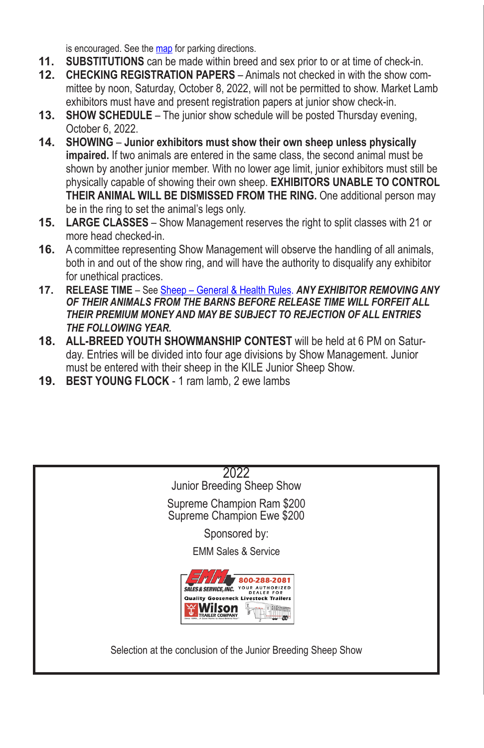is encouraged. See the map for parking directions.

11. **SUBSTITUTIONS** can be made within breed and sex prior to or at time of check-in.
12. **CHECKING REGISTRATION PAPERS** – Animals not checked in with the show committee by noon, Saturday, October 8, 2022, will not be permitted to show. Market Lamb exhibitors must have and present registration papers at junior show check-in.
13. **SHOW SCHEDULE** – The junior show schedule will be posted Thursday evening, October 6, 2022.
14. **SHOWING** – **Junior exhibitors must show their own sheep unless physically impaired.** If two animals are entered in the same class, the second animal must be shown by another junior member. With no lower age limit, junior exhibitors must still be physically capable of showing their own sheep. **EXHIBITORS UNABLE TO CONTROL THEIR ANIMAL WILL BE DISMISSED FROM THE RING.** One additional person may be in the ring to set the animal's legs only.
15. **LARGE CLASSES** – Show Management reserves the right to split classes with 21 or more head checked-in.
16. A committee representing Show Management will observe the handling of all animals, both in and out of the show ring, and will have the authority to disqualify any exhibitor for unethical practices.
17. **RELEASE TIME** – See Sheep – General & Health Rules. ***ANY EXHIBITOR REMOVING ANY OF THEIR ANIMALS FROM THE BARNS BEFORE RELEASE TIME WILL FORFEIT ALL THEIR PREMIUM MONEY AND MAY BE SUBJECT TO REJECTION OF ALL ENTRIES THE FOLLOWING YEAR.***
18. **ALL-BREED YOUTH SHOWMANSHIP CONTEST** will be held at 6 PM on Saturday. Entries will be divided into four age divisions by Show Management. Junior must be entered with their sheep in the KILE Junior Sheep Show.
19. **BEST YOUNG FLOCK** - 1 ram lamb, 2 ewe lambs

2022
Junior Breeding Sheep Show

Supreme Champion Ram $200
Supreme Champion Ewe $200

Sponsored by:

EMM Sales & Service

EMM SALES & SERVICE, INC. 800-288-2081 YOUR AUTHORIZED DEALER FOR Quality Gooseneck Livestock Trailers Wilson TRAILER COMPANY

Selection at the conclusion of the Junior Breeding Sheep Show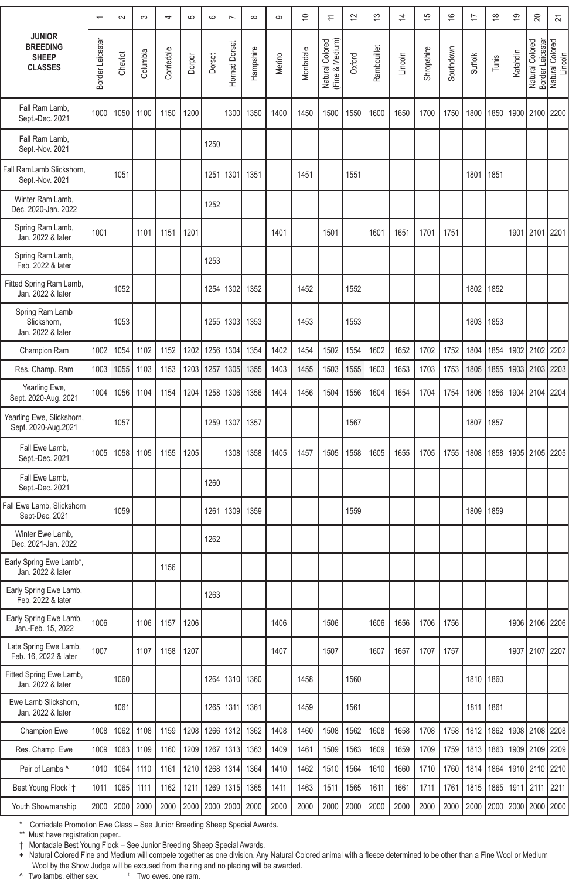| JUNIOR BREEDING SHEEP CLASSES | 1 | 2 | 3 | 4 | 5 | 6 | 7 | 8 | 9 | 10 | 11 | 12 | 13 | 14 | 15 | 16 | 17 | 18 | 19 | 20 | 21 |
|---|---|---|---|---|---|---|---|---|---|---|---|---|---|---|---|---|---|---|---|---|---|
| | Border Leicester | Cheviot | Columbia | Corriedale | Dorper | Dorset | Horned Dorset | Hampshire | Merino | Montadale | Natural Colored (Fine & Medium) | Oxford | Rambouillet | Lincoln | Shropshire | Southdown | Suffolk | Tunis | Katahdin | Natural Colored Border Leicester | Natural Colored Lincoln |
| Fall Ram Lamb, Sept.-Dec. 2021 | 1000 | 1050 | 1100 | 1150 | 1200 | | 1300 | 1350 | 1400 | 1450 | 1500 | 1550 | 1600 | 1650 | 1700 | 1750 | 1800 | 1850 | 1900 | 2100 | 2200 |
| Fall Ram Lamb, Sept.-Nov. 2021 | | | | | | 1250 | | | | | | | | | | | | | | | |
| Fall RamLamb Slickshorn, Sept.-Nov. 2021 | | 1051 | | | | 1251 | 1301 | 1351 | | 1451 | | 1551 | | | | | 1801 | 1851 | | | |
| Winter Ram Lamb, Dec. 2020-Jan. 2022 | | | | | | 1252 | | | | | | | | | | | | | | | |
| Spring Ram Lamb, Jan. 2022 & later | 1001 | | 1101 | 1151 | 1201 | | | | 1401 | | 1501 | | 1601 | 1651 | 1701 | 1751 | | | 1901 | 2101 | 2201 |
| Spring Ram Lamb, Feb. 2022 & later | | | | | | 1253 | | | | | | | | | | | | | | | |
| Fitted Spring Ram Lamb, Jan. 2022 & later | | 1052 | | | | 1254 | 1302 | 1352 | | 1452 | | 1552 | | | | | 1802 | 1852 | | | |
| Spring Ram Lamb Slickshorn, Jan. 2022 & later | | 1053 | | | | 1255 | 1303 | 1353 | | 1453 | | 1553 | | | | | 1803 | 1853 | | | |
| Champion Ram | 1002 | 1054 | 1102 | 1152 | 1202 | 1256 | 1304 | 1354 | 1402 | 1454 | 1502 | 1554 | 1602 | 1652 | 1702 | 1752 | 1804 | 1854 | 1902 | 2102 | 2202 |
| Res. Champ. Ram | 1003 | 1055 | 1103 | 1153 | 1203 | 1257 | 1305 | 1355 | 1403 | 1455 | 1503 | 1555 | 1603 | 1653 | 1703 | 1753 | 1805 | 1855 | 1903 | 2103 | 2203 |
| Yearling Ewe, Sept. 2020-Aug. 2021 | 1004 | 1056 | 1104 | 1154 | 1204 | 1258 | 1306 | 1356 | 1404 | 1456 | 1504 | 1556 | 1604 | 1654 | 1704 | 1754 | 1806 | 1856 | 1904 | 2104 | 2204 |
| Yearling Ewe, Slickshorn, Sept. 2020-Aug.2021 | | 1057 | | | | 1259 | 1307 | 1357 | | | | 1567 | | | | | 1807 | 1857 | | | |
| Fall Ewe Lamb, Sept.-Dec. 2021 | 1005 | 1058 | 1105 | 1155 | 1205 | | 1308 | 1358 | 1405 | 1457 | 1505 | 1558 | 1605 | 1655 | 1705 | 1755 | 1808 | 1858 | 1905 | 2105 | 2205 |
| Fall Ewe Lamb, Sept.-Dec. 2021 | | | | | | 1260 | | | | | | | | | | | | | | | |
| Fall Ewe Lamb, Slickshorn Sept-Dec. 2021 | | 1059 | | | | 1261 | 1309 | 1359 | | | | 1559 | | | | | 1809 | 1859 | | | |
| Winter Ewe Lamb, Dec. 2021-Jan. 2022 | | | | | | 1262 | | | | | | | | | | | | | | | |
| Early Spring Ewe Lamb*, Jan. 2022 & later | | | | 1156 | | | | | | | | | | | | | | | | | |
| Early Spring Ewe Lamb, Feb. 2022 & later | | | | | | 1263 | | | | | | | | | | | | | | | |
| Early Spring Ewe Lamb, Jan.-Feb. 15, 2022 | 1006 | | 1106 | 1157 | 1206 | | | | 1406 | | 1506 | | 1606 | 1656 | 1706 | 1756 | | | 1906 | 2106 | 2206 |
| Late Spring Ewe Lamb, Feb. 16, 2022 & later | 1007 | | 1107 | 1158 | 1207 | | | | 1407 | | 1507 | | 1607 | 1657 | 1707 | 1757 | | | 1907 | 2107 | 2207 |
| Fitted Spring Ewe Lamb, Jan. 2022 & later | | 1060 | | | | 1264 | 1310 | 1360 | | 1458 | | 1560 | | | | | 1810 | 1860 | | | |
| Ewe Lamb Slickshorn, Jan. 2022 & later | | 1061 | | | | 1265 | 1311 | 1361 | | 1459 | | 1561 | | | | | 1811 | 1861 | | | |
| Champion Ewe | 1008 | 1062 | 1108 | 1159 | 1208 | 1266 | 1312 | 1362 | 1408 | 1460 | 1508 | 1562 | 1608 | 1658 | 1708 | 1758 | 1812 | 1862 | 1908 | 2108 | 2208 |
| Res. Champ. Ewe | 1009 | 1063 | 1109 | 1160 | 1209 | 1267 | 1313 | 1363 | 1409 | 1461 | 1509 | 1563 | 1609 | 1659 | 1709 | 1759 | 1813 | 1863 | 1909 | 2109 | 2209 |
| Pair of Lambs ^ | 1010 | 1064 | 1110 | 1161 | 1210 | 1268 | 1314 | 1364 | 1410 | 1462 | 1510 | 1564 | 1610 | 1660 | 1710 | 1760 | 1814 | 1864 | 1910 | 2110 | 2210 |
| Best Young Flock ǂ † | 1011 | 1065 | 1111 | 1162 | 1211 | 1269 | 1315 | 1365 | 1411 | 1463 | 1511 | 1565 | 1611 | 1661 | 1711 | 1761 | 1815 | 1865 | 1911 | 2111 | 2211 |
| Youth Showmanship | 2000 | 2000 | 2000 | 2000 | 2000 | 2000 | 2000 | 2000 | 2000 | 2000 | 2000 | 2000 | 2000 | 2000 | 2000 | 2000 | 2000 | 2000 | 2000 | 2000 | 2000 |

\* Corriedale Promotion Ewe Class – See Junior Breeding Sheep Special Awards.

** Must have registration paper..

† Montadale Best Young Flock – See Junior Breeding Sheep Special Awards.

\+ Natural Colored Fine and Medium will compete together as one division. Any Natural Colored animal with a fleece determined to be other than a Fine Wool or Medium Wool by the Show Judge will be excused from the ring and no placing will be awarded.

^ Two lambs, either sex. ǂ Two ewes, one ram.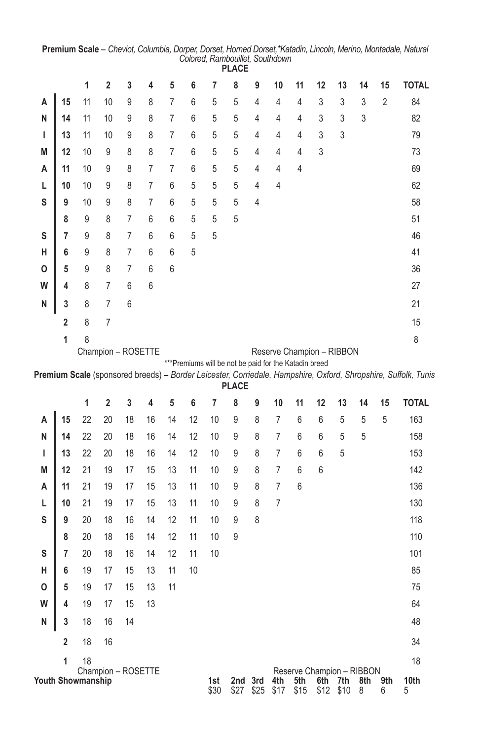**Premium Scale** – *Cheviot, Columbia, Dorper, Dorset, Horned Dorset,*Katadin, Lincoln, Merino, Montadale, Natural Colored, Rambouillet, Southdown*

| ANIMALS SHOWN | PLACE 1 | 2 | 3 | 4 | 5 | 6 | 7 | 8 | 9 | 10 | 11 | 12 | 13 | 14 | 15 | TOTAL |
|---|---|---|---|---|---|---|---|---|---|---|---|---|---|---|---|---|
| 15 | 11 | 10 | 9 | 8 | 7 | 6 | 5 | 5 | 4 | 4 | 4 | 3 | 3 | 3 | 2 | 84 |
| 14 | 11 | 10 | 9 | 8 | 7 | 6 | 5 | 5 | 4 | 4 | 4 | 3 | 3 | 3 | | 82 |
| 13 | 11 | 10 | 9 | 8 | 7 | 6 | 5 | 5 | 4 | 4 | 4 | 3 | 3 | | | 79 |
| 12 | 10 | 9 | 8 | 8 | 7 | 6 | 5 | 5 | 4 | 4 | 4 | 3 | | | | 73 |
| 11 | 10 | 9 | 8 | 7 | 7 | 6 | 5 | 5 | 4 | 4 | 4 | | | | | 69 |
| 10 | 10 | 9 | 8 | 7 | 6 | 5 | 5 | 5 | 4 | 4 | | | | | | 62 |
| 9 | 10 | 9 | 8 | 7 | 6 | 5 | 5 | 5 | 4 | | | | | | | 58 |
| 8 | 9 | 8 | 7 | 6 | 6 | 5 | 5 | 5 | | | | | | | | 51 |
| 7 | 9 | 8 | 7 | 6 | 6 | 5 | 5 | | | | | | | | | 46 |
| 6 | 9 | 8 | 7 | 6 | 6 | 5 | | | | | | | | | | 41 |
| 5 | 9 | 8 | 7 | 6 | 6 | | | | | | | | | | | 36 |
| 4 | 8 | 7 | 6 | 6 | | | | | | | | | | | | 27 |
| 3 | 8 | 7 | 6 | | | | | | | | | | | | | 21 |
| 2 | 8 | 7 | | | | | | | | | | | | | | 15 |
| 1 | 8 | | | | | | | | | | | | | | | 8 |

Champion – ROSETTE    Reserve Champion – RIBBON

***Premiums will be not be paid for the Katadin breed

**Premium Scale** (sponsored breeds) **–** *Border Leicester, Corriedale, Hampshire, Oxford, Shropshire, Suffolk, Tunis*

| ANIMALS SHOWN | PLACE 1 | 2 | 3 | 4 | 5 | 6 | 7 | 8 | 9 | 10 | 11 | 12 | 13 | 14 | 15 | TOTAL |
|---|---|---|---|---|---|---|---|---|---|---|---|---|---|---|---|---|
| 15 | 22 | 20 | 18 | 16 | 14 | 12 | 10 | 9 | 8 | 7 | 6 | 6 | 5 | 5 | 5 | 163 |
| 14 | 22 | 20 | 18 | 16 | 14 | 12 | 10 | 9 | 8 | 7 | 6 | 6 | 5 | 5 | | 158 |
| 13 | 22 | 20 | 18 | 16 | 14 | 12 | 10 | 9 | 8 | 7 | 6 | 6 | 5 | | | 153 |
| 12 | 21 | 19 | 17 | 15 | 13 | 11 | 10 | 9 | 8 | 7 | 6 | 6 | | | | 142 |
| 11 | 21 | 19 | 17 | 15 | 13 | 11 | 10 | 9 | 8 | 7 | 6 | | | | | 136 |
| 10 | 21 | 19 | 17 | 15 | 13 | 11 | 10 | 9 | 8 | 7 | | | | | | 130 |
| 9 | 20 | 18 | 16 | 14 | 12 | 11 | 10 | 9 | 8 | | | | | | | 118 |
| 8 | 20 | 18 | 16 | 14 | 12 | 11 | 10 | 9 | | | | | | | | 110 |
| 7 | 20 | 18 | 16 | 14 | 12 | 11 | 10 | | | | | | | | | 101 |
| 6 | 19 | 17 | 15 | 13 | 11 | 10 | | | | | | | | | | 85 |
| 5 | 19 | 17 | 15 | 13 | 11 | | | | | | | | | | | 75 |
| 4 | 19 | 17 | 15 | 13 | | | | | | | | | | | | 64 |
| 3 | 18 | 16 | 14 | | | | | | | | | | | | | 48 |
| 2 | 18 | 16 | | | | | | | | | | | | | | 34 |
| 1 | 18 | | | | | | | | | | | | | | | 18 |

Champion – ROSETTE    Reserve Champion – RIBBON

| **Youth Showmanship** | **1st** | **2nd** | **3rd** | **4th** | **5th** | **6th** | **7th** | **8th** | **9th** | **10th** |
|---|---|---|---|---|---|---|---|---|---|---|
| | $30 | $27 | $25 | $17 | $15 | $12 | $10 | 8 | 6 | 5 |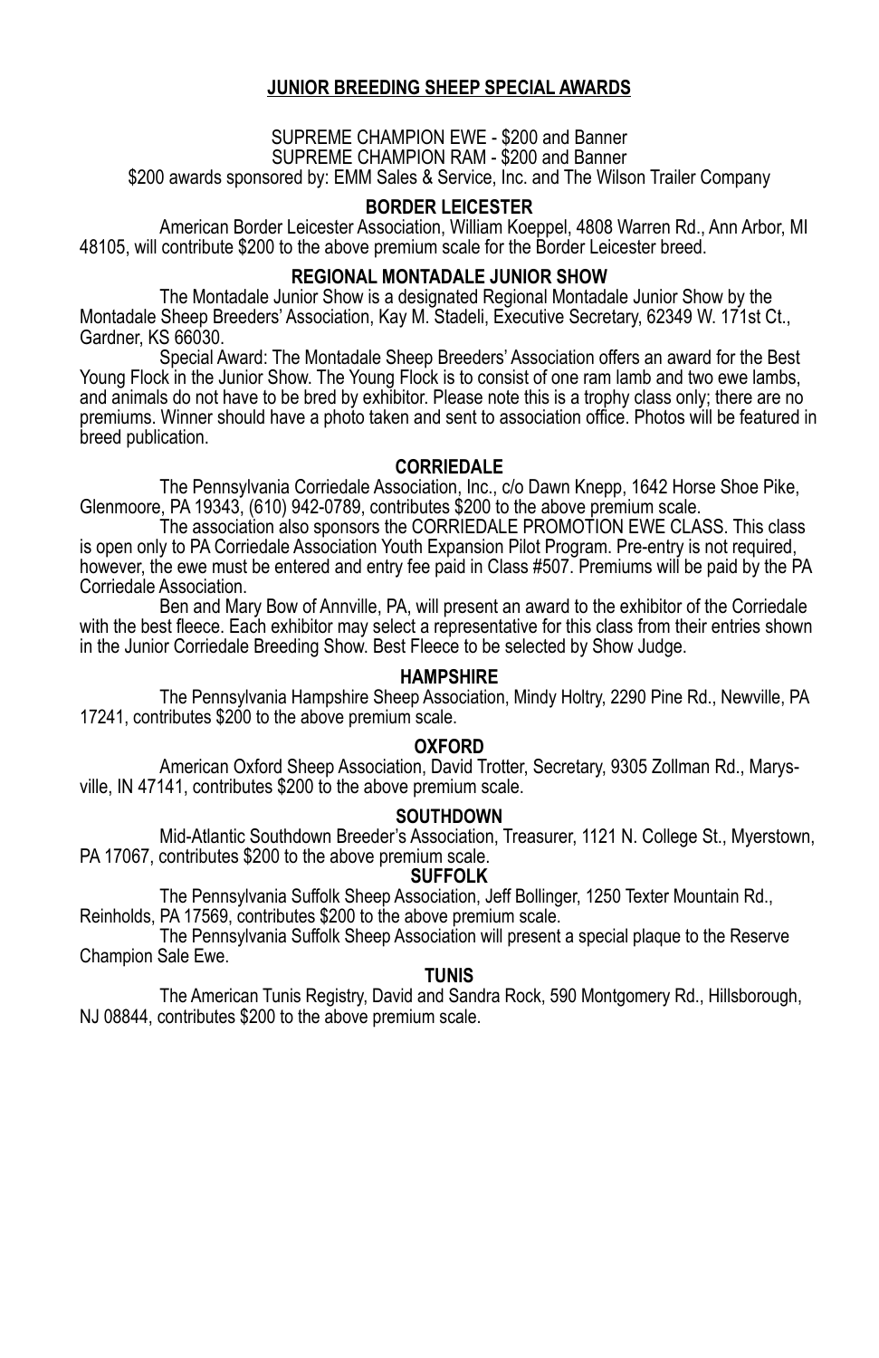## JUNIOR BREEDING SHEEP SPECIAL AWARDS

SUPREME CHAMPION EWE - $200 and Banner
SUPREME CHAMPION RAM - $200 and Banner
$200 awards sponsored by: EMM Sales & Service, Inc. and The Wilson Trailer Company

### BORDER LEICESTER

American Border Leicester Association, William Koeppel, 4808 Warren Rd., Ann Arbor, MI 48105, will contribute $200 to the above premium scale for the Border Leicester breed.

### REGIONAL MONTADALE JUNIOR SHOW

The Montadale Junior Show is a designated Regional Montadale Junior Show by the Montadale Sheep Breeders' Association, Kay M. Stadeli, Executive Secretary, 62349 W. 171st Ct., Gardner, KS 66030.

Special Award: The Montadale Sheep Breeders' Association offers an award for the Best Young Flock in the Junior Show. The Young Flock is to consist of one ram lamb and two ewe lambs, and animals do not have to be bred by exhibitor. Please note this is a trophy class only; there are no premiums. Winner should have a photo taken and sent to association office. Photos will be featured in breed publication.

### CORRIEDALE

The Pennsylvania Corriedale Association, Inc., c/o Dawn Knepp, 1642 Horse Shoe Pike, Glenmoore, PA 19343, (610) 942-0789, contributes $200 to the above premium scale.

The association also sponsors the CORRIEDALE PROMOTION EWE CLASS. This class is open only to PA Corriedale Association Youth Expansion Pilot Program. Pre-entry is not required, however, the ewe must be entered and entry fee paid in Class #507. Premiums will be paid by the PA Corriedale Association.

Ben and Mary Bow of Annville, PA, will present an award to the exhibitor of the Corriedale with the best fleece. Each exhibitor may select a representative for this class from their entries shown in the Junior Corriedale Breeding Show. Best Fleece to be selected by Show Judge.

### HAMPSHIRE

The Pennsylvania Hampshire Sheep Association, Mindy Holtry, 2290 Pine Rd., Newville, PA 17241, contributes $200 to the above premium scale.

### OXFORD

American Oxford Sheep Association, David Trotter, Secretary, 9305 Zollman Rd., Marysville, IN 47141, contributes $200 to the above premium scale.

### SOUTHDOWN

Mid-Atlantic Southdown Breeder's Association, Treasurer, 1121 N. College St., Myerstown, PA 17067, contributes $200 to the above premium scale.

### SUFFOLK

The Pennsylvania Suffolk Sheep Association, Jeff Bollinger, 1250 Texter Mountain Rd., Reinholds, PA 17569, contributes $200 to the above premium scale.

The Pennsylvania Suffolk Sheep Association will present a special plaque to the Reserve Champion Sale Ewe.

### TUNIS

The American Tunis Registry, David and Sandra Rock, 590 Montgomery Rd., Hillsborough, NJ 08844, contributes $200 to the above premium scale.